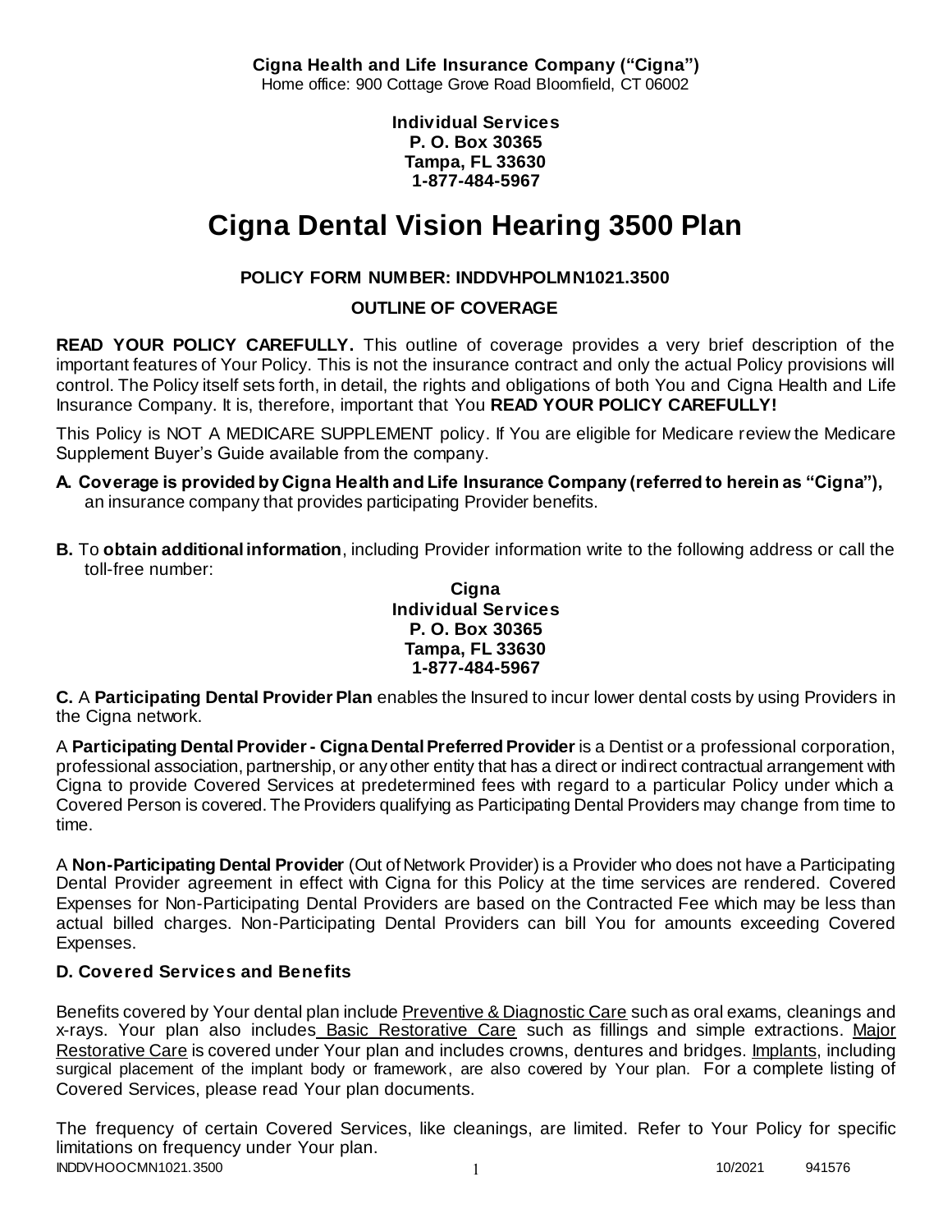**Cigna Health and Life Insurance Company ("Cigna")**
Home office: 900 Cottage Grove Road Bloomfield, CT 06002

**Individual Services**
**P. O. Box 30365**
**Tampa, FL 33630**
**1-877-484-5967**

# Cigna Dental Vision Hearing 3500 Plan

**POLICY FORM NUMBER: INDDVHPOLMN1021.3500**

**OUTLINE OF COVERAGE**

**READ YOUR POLICY CAREFULLY.** This outline of coverage provides a very brief description of the important features of Your Policy. This is not the insurance contract and only the actual Policy provisions will control. The Policy itself sets forth, in detail, the rights and obligations of both You and Cigna Health and Life Insurance Company. It is, therefore, important that You **READ YOUR POLICY CAREFULLY!**

This Policy is NOT A MEDICARE SUPPLEMENT policy. If You are eligible for Medicare review the Medicare Supplement Buyer's Guide available from the company.

**A. Coverage is provided by Cigna Health and Life Insurance Company (referred to herein as "Cigna"),** an insurance company that provides participating Provider benefits.

**B.** To **obtain additional information**, including Provider information write to the following address or call the toll-free number:

**Cigna**
**Individual Services**
**P. O. Box 30365**
**Tampa, FL 33630**
**1-877-484-5967**

**C.** A **Participating Dental Provider Plan** enables the Insured to incur lower dental costs by using Providers in the Cigna network.

A **Participating Dental Provider - Cigna Dental Preferred Provider** is a Dentist or a professional corporation, professional association, partnership, or any other entity that has a direct or indirect contractual arrangement with Cigna to provide Covered Services at predetermined fees with regard to a particular Policy under which a Covered Person is covered. The Providers qualifying as Participating Dental Providers may change from time to time.

A **Non-Participating Dental Provider** (Out of Network Provider) is a Provider who does not have a Participating Dental Provider agreement in effect with Cigna for this Policy at the time services are rendered. Covered Expenses for Non-Participating Dental Providers are based on the Contracted Fee which may be less than actual billed charges. Non-Participating Dental Providers can bill You for amounts exceeding Covered Expenses.

**D. Covered Services and Benefits**

Benefits covered by Your dental plan include Preventive & Diagnostic Care such as oral exams, cleanings and x-rays. Your plan also includes Basic Restorative Care such as fillings and simple extractions. Major Restorative Care is covered under Your plan and includes crowns, dentures and bridges. Implants, including surgical placement of the implant body or framework, are also covered by Your plan. For a complete listing of Covered Services, please read Your plan documents.

The frequency of certain Covered Services, like cleanings, are limited. Refer to Your Policy for specific limitations on frequency under Your plan.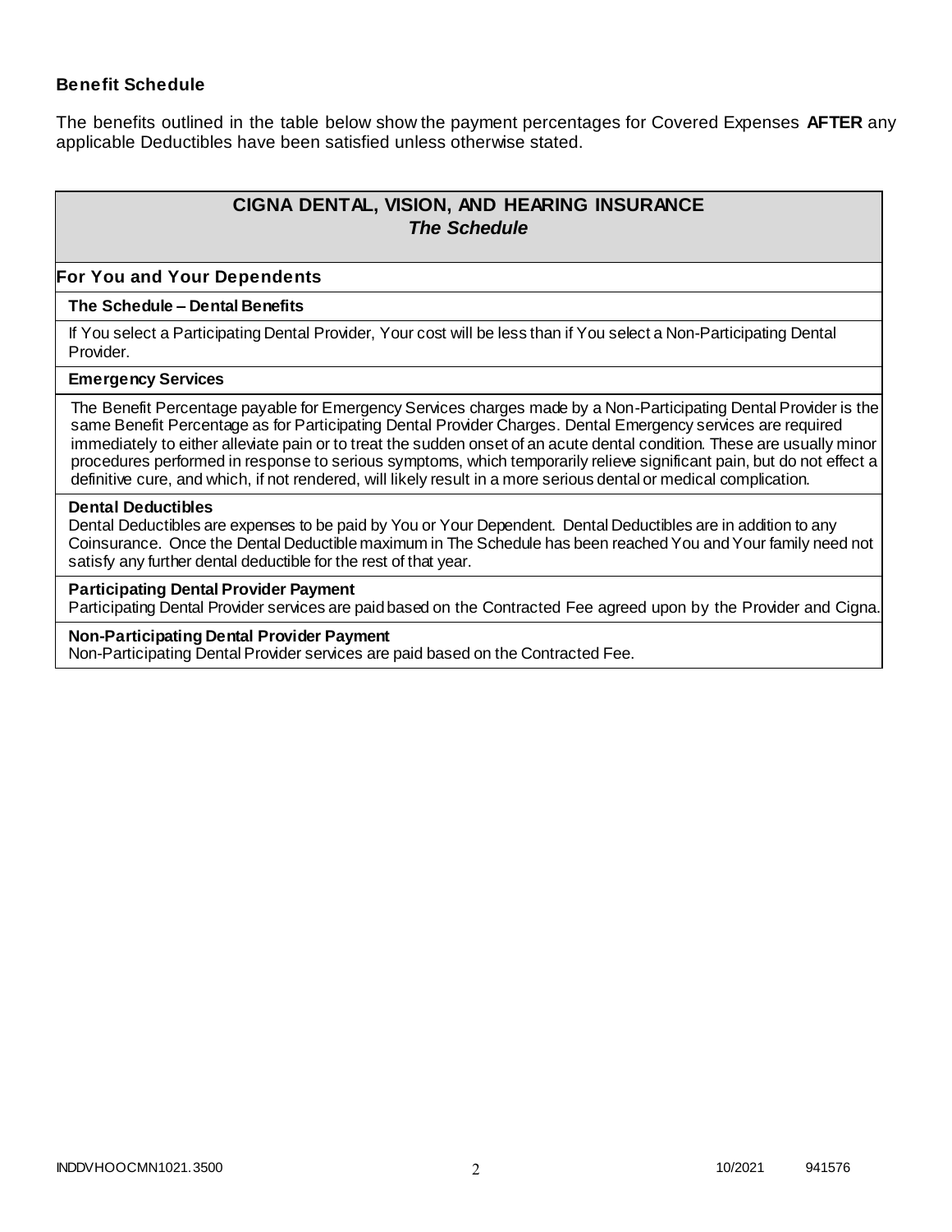**Benefit Schedule**

The benefits outlined in the table below show the payment percentages for Covered Expenses **AFTER** any applicable Deductibles have been satisfied unless otherwise stated.

## CIGNA DENTAL, VISION, AND HEARING INSURANCE
### *The Schedule*

**For You and Your Dependents**

**The Schedule – Dental Benefits**

If You select a Participating Dental Provider, Your cost will be less than if You select a Non-Participating Dental Provider.

**Emergency Services**

The Benefit Percentage payable for Emergency Services charges made by a Non-Participating Dental Provider is the same Benefit Percentage as for Participating Dental Provider Charges. Dental Emergency services are required immediately to either alleviate pain or to treat the sudden onset of an acute dental condition. These are usually minor procedures performed in response to serious symptoms, which temporarily relieve significant pain, but do not effect a definitive cure, and which, if not rendered, will likely result in a more serious dental or medical complication.

**Dental Deductibles**

Dental Deductibles are expenses to be paid by You or Your Dependent. Dental Deductibles are in addition to any Coinsurance. Once the Dental Deductible maximum in The Schedule has been reached You and Your family need not satisfy any further dental deductible for the rest of that year.

**Participating Dental Provider Payment**

Participating Dental Provider services are paid based on the Contracted Fee agreed upon by the Provider and Cigna.

**Non-Participating Dental Provider Payment**

Non-Participating Dental Provider services are paid based on the Contracted Fee.

INDDVHOOCMN1021.3500 10/2021 941576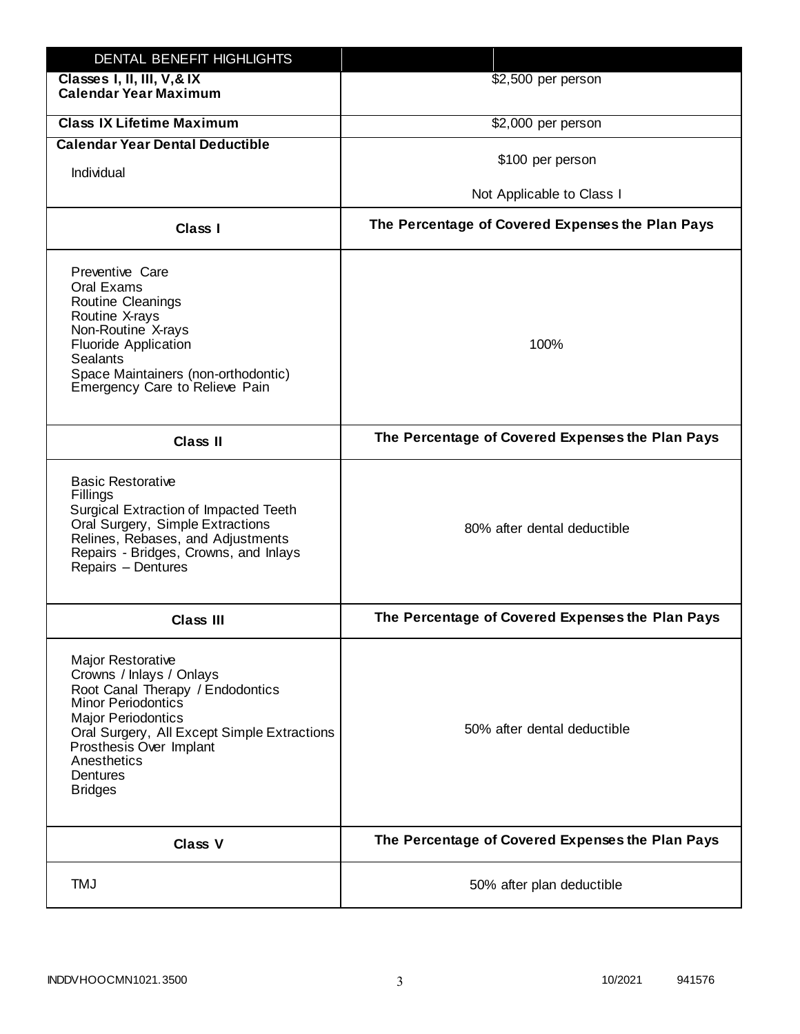| DENTAL BENEFIT HIGHLIGHTS | |
|---|---|
| **Classes I, II, III, V, & IX Calendar Year Maximum** | $2,500 per person |
| **Class IX Lifetime Maximum** | $2,000 per person |
| **Calendar Year Dental Deductible**<br>Individual | $100 per person<br>Not Applicable to Class I |
| **Class I** | **The Percentage of Covered Expenses the Plan Pays** |
| Preventive Care<br>Oral Exams<br>Routine Cleanings<br>Routine X-rays<br>Non-Routine X-rays<br>Fluoride Application<br>Sealants<br>Space Maintainers (non-orthodontic)<br>Emergency Care to Relieve Pain | 100% |
| **Class II** | **The Percentage of Covered Expenses the Plan Pays** |
| Basic Restorative<br>Fillings<br>Surgical Extraction of Impacted Teeth<br>Oral Surgery, Simple Extractions<br>Relines, Rebases, and Adjustments<br>Repairs - Bridges, Crowns, and Inlays<br>Repairs – Dentures | 80% after dental deductible |
| **Class III** | **The Percentage of Covered Expenses the Plan Pays** |
| Major Restorative<br>Crowns / Inlays / Onlays<br>Root Canal Therapy / Endodontics<br>Minor Periodontics<br>Major Periodontics<br>Oral Surgery, All Except Simple Extractions<br>Prosthesis Over Implant<br>Anesthetics<br>Dentures<br>Bridges | 50% after dental deductible |
| **Class V** | **The Percentage of Covered Expenses the Plan Pays** |
| TMJ | 50% after plan deductible |

INDDVHOOCMN1021.3500 10/2021 941576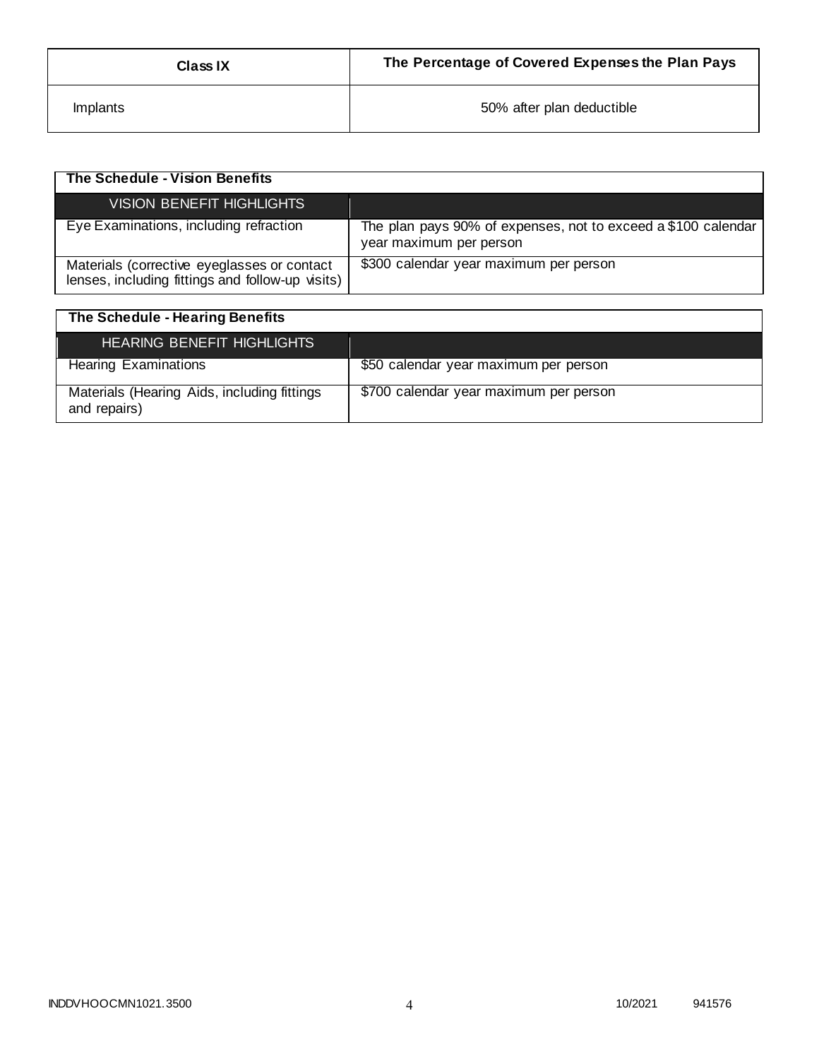| Class IX | The Percentage of Covered Expenses the Plan Pays |
| --- | --- |
| Implants | 50% after plan deductible |

| The Schedule - Vision Benefits | |
| --- | --- |
| VISION BENEFIT HIGHLIGHTS | |
| Eye Examinations, including refraction | The plan pays 90% of expenses, not to exceed a $100 calendar year maximum per person |
| Materials (corrective eyeglasses or contact lenses, including fittings and follow-up visits) | $300 calendar year maximum per person |

| The Schedule - Hearing Benefits | |
| --- | --- |
| HEARING BENEFIT HIGHLIGHTS | |
| Hearing Examinations | $50 calendar year maximum per person |
| Materials (Hearing Aids, including fittings and repairs) | $700 calendar year maximum per person |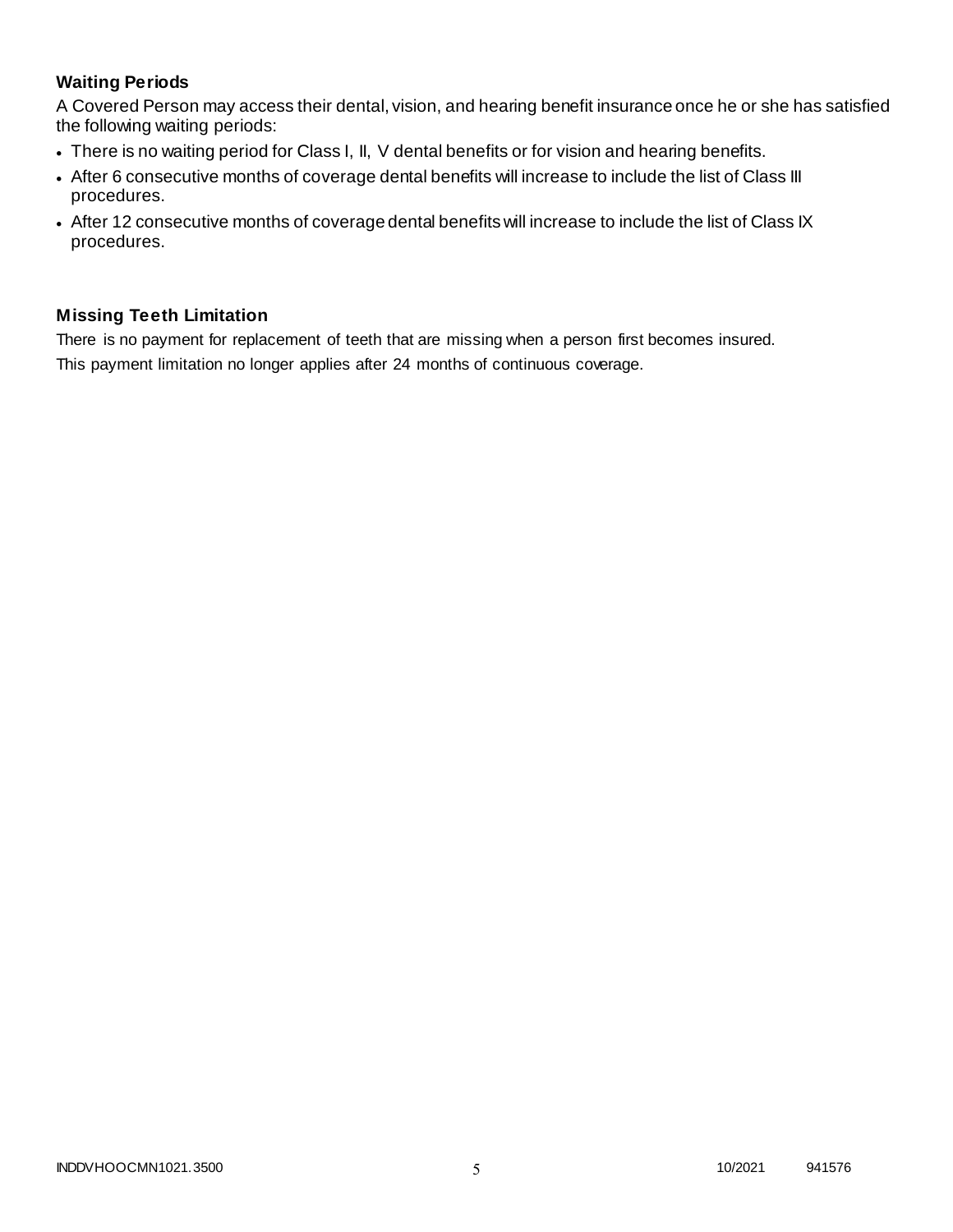### Waiting Periods

A Covered Person may access their dental, vision, and hearing benefit insurance once he or she has satisfied the following waiting periods:

- There is no waiting period for Class I, II, V dental benefits or for vision and hearing benefits.
- After 6 consecutive months of coverage dental benefits will increase to include the list of Class III procedures.
- After 12 consecutive months of coverage dental benefits will increase to include the list of Class IX procedures.

### Missing Teeth Limitation

There is no payment for replacement of teeth that are missing when a person first becomes insured.

This payment limitation no longer applies after 24 months of continuous coverage.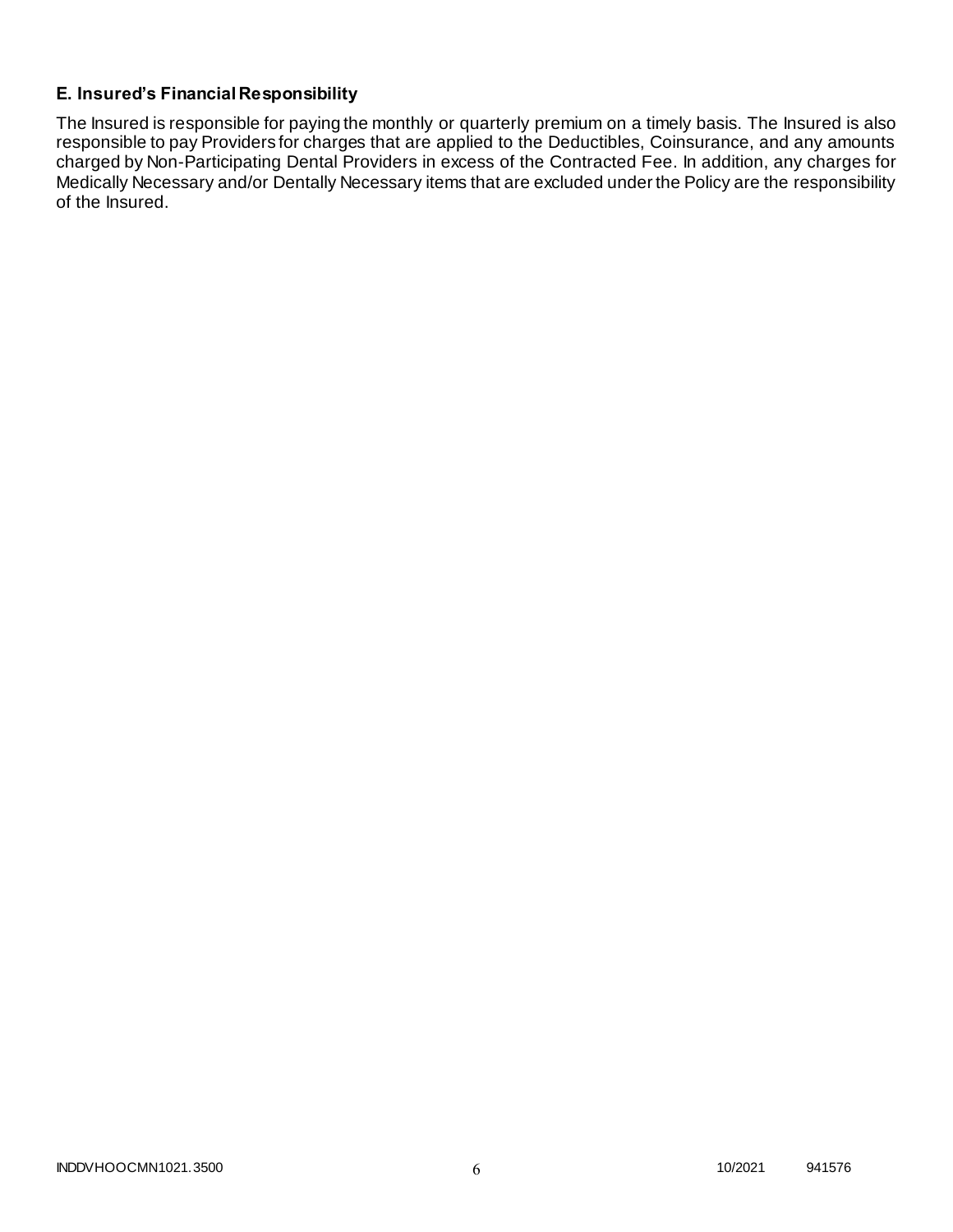### E. Insured's Financial Responsibility

The Insured is responsible for paying the monthly or quarterly premium on a timely basis. The Insured is also responsible to pay Providers for charges that are applied to the Deductibles, Coinsurance, and any amounts charged by Non-Participating Dental Providers in excess of the Contracted Fee. In addition, any charges for Medically Necessary and/or Dentally Necessary items that are excluded under the Policy are the responsibility of the Insured.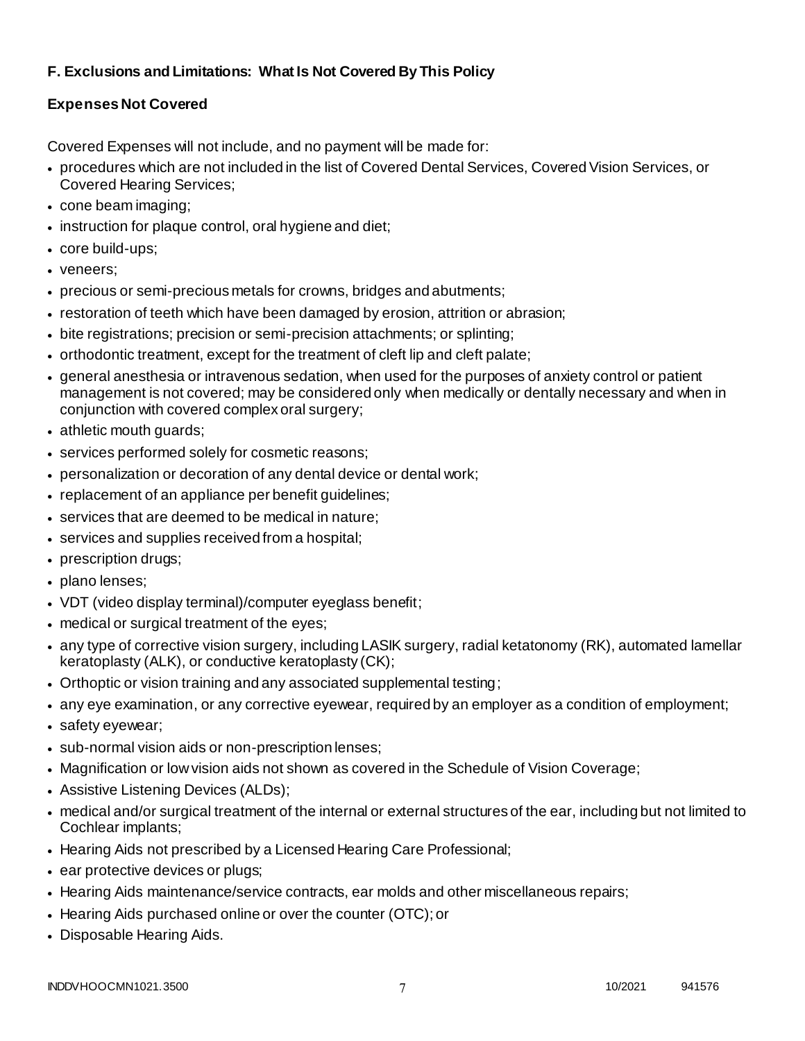### F. Exclusions and Limitations: What Is Not Covered By This Policy

### Expenses Not Covered

Covered Expenses will not include, and no payment will be made for:

- procedures which are not included in the list of Covered Dental Services, Covered Vision Services, or Covered Hearing Services;
- cone beam imaging;
- instruction for plaque control, oral hygiene and diet;
- core build-ups;
- veneers;
- precious or semi-precious metals for crowns, bridges and abutments;
- restoration of teeth which have been damaged by erosion, attrition or abrasion;
- bite registrations; precision or semi-precision attachments; or splinting;
- orthodontic treatment, except for the treatment of cleft lip and cleft palate;
- general anesthesia or intravenous sedation, when used for the purposes of anxiety control or patient management is not covered; may be considered only when medically or dentally necessary and when in conjunction with covered complex oral surgery;
- athletic mouth guards;
- services performed solely for cosmetic reasons;
- personalization or decoration of any dental device or dental work;
- replacement of an appliance per benefit guidelines;
- services that are deemed to be medical in nature;
- services and supplies received from a hospital;
- prescription drugs;
- plano lenses;
- VDT (video display terminal)/computer eyeglass benefit;
- medical or surgical treatment of the eyes;
- any type of corrective vision surgery, including LASIK surgery, radial ketatonomy (RK), automated lamellar keratoplasty (ALK), or conductive keratoplasty (CK);
- Orthoptic or vision training and any associated supplemental testing;
- any eye examination, or any corrective eyewear, required by an employer as a condition of employment;
- safety eyewear;
- sub-normal vision aids or non-prescription lenses;
- Magnification or low vision aids not shown as covered in the Schedule of Vision Coverage;
- Assistive Listening Devices (ALDs);
- medical and/or surgical treatment of the internal or external structures of the ear, including but not limited to Cochlear implants;
- Hearing Aids not prescribed by a Licensed Hearing Care Professional;
- ear protective devices or plugs;
- Hearing Aids maintenance/service contracts, ear molds and other miscellaneous repairs;
- Hearing Aids purchased online or over the counter (OTC); or
- Disposable Hearing Aids.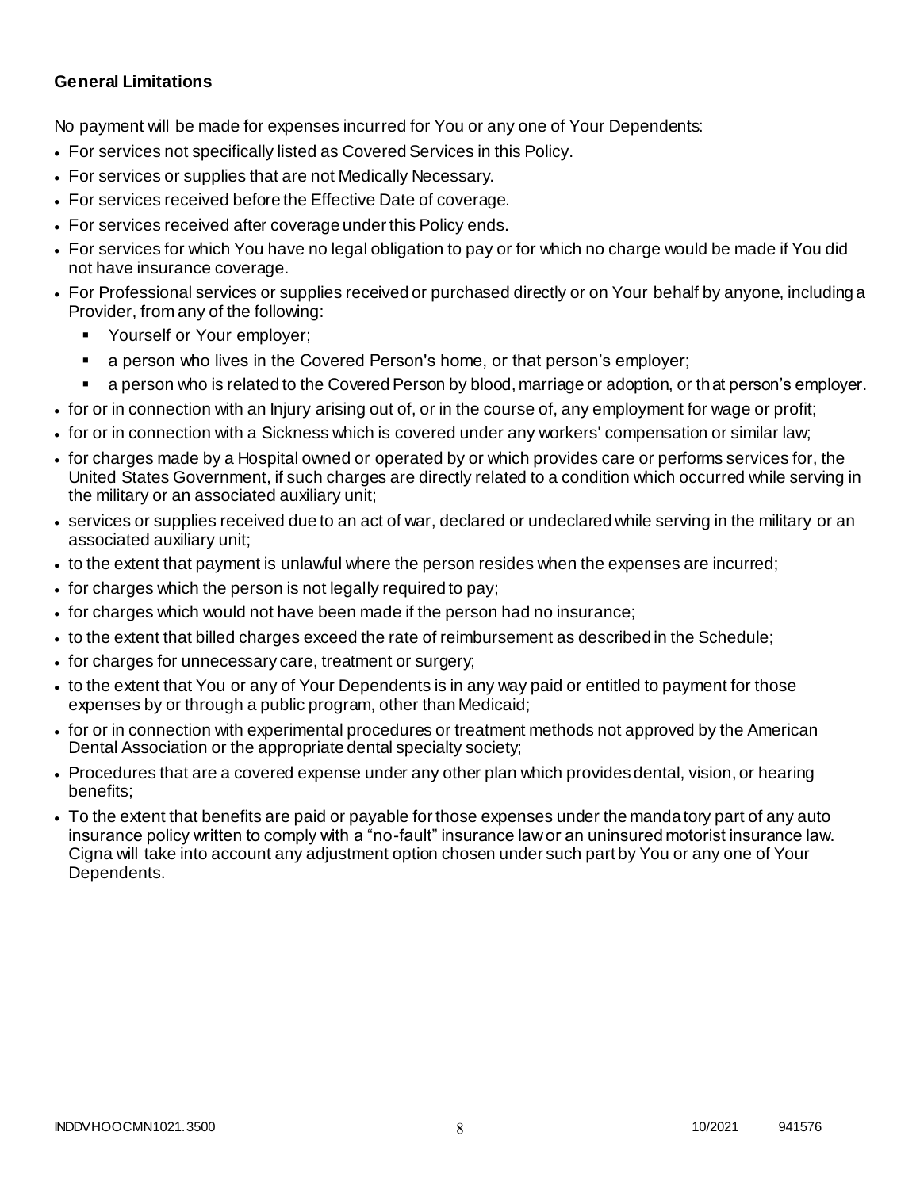**General Limitations**

No payment will be made for expenses incurred for You or any one of Your Dependents:

- For services not specifically listed as Covered Services in this Policy.
- For services or supplies that are not Medically Necessary.
- For services received before the Effective Date of coverage.
- For services received after coverage under this Policy ends.
- For services for which You have no legal obligation to pay or for which no charge would be made if You did not have insurance coverage.
- For Professional services or supplies received or purchased directly or on Your behalf by anyone, including a Provider, from any of the following:
  - Yourself or Your employer;
  - a person who lives in the Covered Person's home, or that person's employer;
  - a person who is related to the Covered Person by blood, marriage or adoption, or that person's employer.
- for or in connection with an Injury arising out of, or in the course of, any employment for wage or profit;
- for or in connection with a Sickness which is covered under any workers' compensation or similar law;
- for charges made by a Hospital owned or operated by or which provides care or performs services for, the United States Government, if such charges are directly related to a condition which occurred while serving in the military or an associated auxiliary unit;
- services or supplies received due to an act of war, declared or undeclared while serving in the military or an associated auxiliary unit;
- to the extent that payment is unlawful where the person resides when the expenses are incurred;
- for charges which the person is not legally required to pay;
- for charges which would not have been made if the person had no insurance;
- to the extent that billed charges exceed the rate of reimbursement as described in the Schedule;
- for charges for unnecessary care, treatment or surgery;
- to the extent that You or any of Your Dependents is in any way paid or entitled to payment for those expenses by or through a public program, other than Medicaid;
- for or in connection with experimental procedures or treatment methods not approved by the American Dental Association or the appropriate dental specialty society;
- Procedures that are a covered expense under any other plan which provides dental, vision, or hearing benefits;
- To the extent that benefits are paid or payable for those expenses under the mandatory part of any auto insurance policy written to comply with a "no-fault" insurance law or an uninsured motorist insurance law. Cigna will take into account any adjustment option chosen under such part by You or any one of Your Dependents.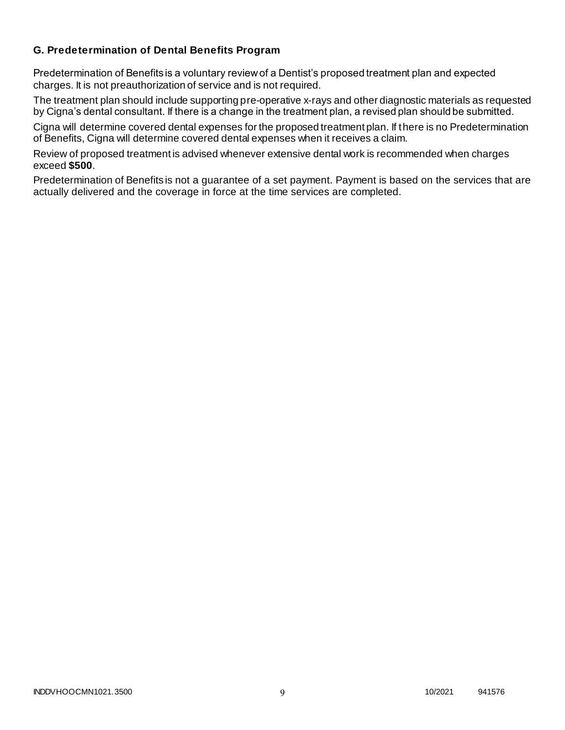### G. Predetermination of Dental Benefits Program

Predetermination of Benefits is a voluntary review of a Dentist's proposed treatment plan and expected charges. It is not preauthorization of service and is not required.

The treatment plan should include supporting pre-operative x-rays and other diagnostic materials as requested by Cigna's dental consultant. If there is a change in the treatment plan, a revised plan should be submitted.

Cigna will determine covered dental expenses for the proposed treatment plan. If there is no Predetermination of Benefits, Cigna will determine covered dental expenses when it receives a claim.

Review of proposed treatment is advised whenever extensive dental work is recommended when charges exceed **$500**.

Predetermination of Benefits is not a guarantee of a set payment. Payment is based on the services that are actually delivered and the coverage in force at the time services are completed.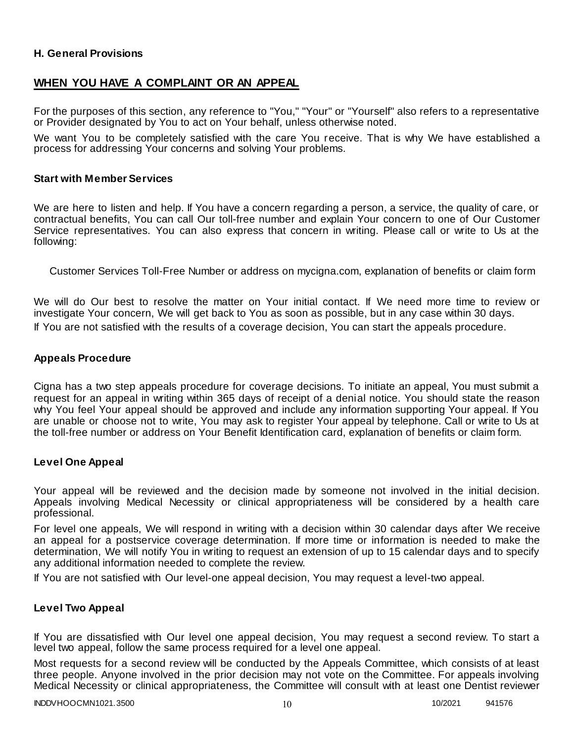### H. General Provisions

## WHEN YOU HAVE A COMPLAINT OR AN APPEAL

For the purposes of this section, any reference to "You," "Your" or "Yourself" also refers to a representative or Provider designated by You to act on Your behalf, unless otherwise noted.

We want You to be completely satisfied with the care You receive. That is why We have established a process for addressing Your concerns and solving Your problems.

### Start with Member Services

We are here to listen and help. If You have a concern regarding a person, a service, the quality of care, or contractual benefits, You can call Our toll-free number and explain Your concern to one of Our Customer Service representatives. You can also express that concern in writing. Please call or write to Us at the following:

Customer Services Toll-Free Number or address on mycigna.com, explanation of benefits or claim form

We will do Our best to resolve the matter on Your initial contact. If We need more time to review or investigate Your concern, We will get back to You as soon as possible, but in any case within 30 days.

If You are not satisfied with the results of a coverage decision, You can start the appeals procedure.

### Appeals Procedure

Cigna has a two step appeals procedure for coverage decisions. To initiate an appeal, You must submit a request for an appeal in writing within 365 days of receipt of a denial notice. You should state the reason why You feel Your appeal should be approved and include any information supporting Your appeal. If You are unable or choose not to write, You may ask to register Your appeal by telephone. Call or write to Us at the toll-free number or address on Your Benefit Identification card, explanation of benefits or claim form.

### Level One Appeal

Your appeal will be reviewed and the decision made by someone not involved in the initial decision. Appeals involving Medical Necessity or clinical appropriateness will be considered by a health care professional.

For level one appeals, We will respond in writing with a decision within 30 calendar days after We receive an appeal for a postservice coverage determination. If more time or information is needed to make the determination, We will notify You in writing to request an extension of up to 15 calendar days and to specify any additional information needed to complete the review.

If You are not satisfied with Our level-one appeal decision, You may request a level-two appeal.

### Level Two Appeal

If You are dissatisfied with Our level one appeal decision, You may request a second review. To start a level two appeal, follow the same process required for a level one appeal.

Most requests for a second review will be conducted by the Appeals Committee, which consists of at least three people. Anyone involved in the prior decision may not vote on the Committee. For appeals involving Medical Necessity or clinical appropriateness, the Committee will consult with at least one Dentist reviewer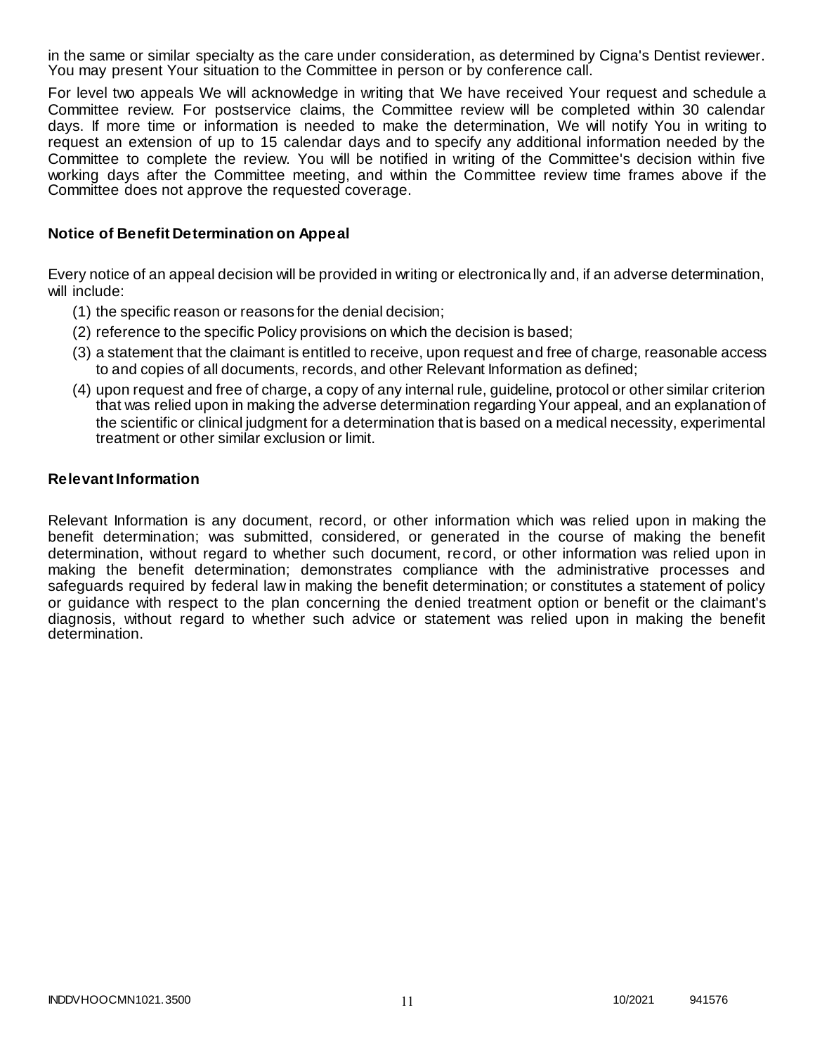in the same or similar specialty as the care under consideration, as determined by Cigna's Dentist reviewer. You may present Your situation to the Committee in person or by conference call.

For level two appeals We will acknowledge in writing that We have received Your request and schedule a Committee review. For postservice claims, the Committee review will be completed within 30 calendar days. If more time or information is needed to make the determination, We will notify You in writing to request an extension of up to 15 calendar days and to specify any additional information needed by the Committee to complete the review. You will be notified in writing of the Committee's decision within five working days after the Committee meeting, and within the Committee review time frames above if the Committee does not approve the requested coverage.

### Notice of Benefit Determination on Appeal

Every notice of an appeal decision will be provided in writing or electronically and, if an adverse determination, will include:

(1) the specific reason or reasons for the denial decision;

(2) reference to the specific Policy provisions on which the decision is based;

(3) a statement that the claimant is entitled to receive, upon request and free of charge, reasonable access to and copies of all documents, records, and other Relevant Information as defined;

(4) upon request and free of charge, a copy of any internal rule, guideline, protocol or other similar criterion that was relied upon in making the adverse determination regarding Your appeal, and an explanation of the scientific or clinical judgment for a determination that is based on a medical necessity, experimental treatment or other similar exclusion or limit.

### Relevant Information

Relevant Information is any document, record, or other information which was relied upon in making the benefit determination; was submitted, considered, or generated in the course of making the benefit determination, without regard to whether such document, record, or other information was relied upon in making the benefit determination; demonstrates compliance with the administrative processes and safeguards required by federal law in making the benefit determination; or constitutes a statement of policy or guidance with respect to the plan concerning the denied treatment option or benefit or the claimant's diagnosis, without regard to whether such advice or statement was relied upon in making the benefit determination.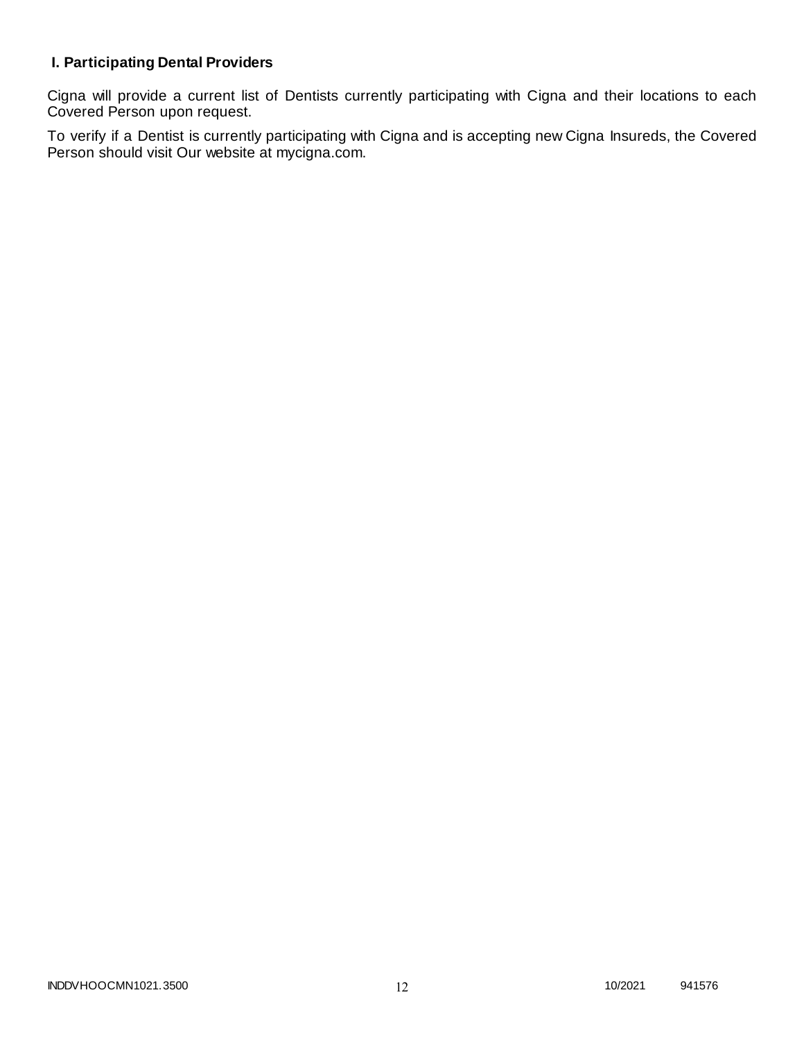## I. Participating Dental Providers

Cigna will provide a current list of Dentists currently participating with Cigna and their locations to each Covered Person upon request.

To verify if a Dentist is currently participating with Cigna and is accepting new Cigna Insureds, the Covered Person should visit Our website at mycigna.com.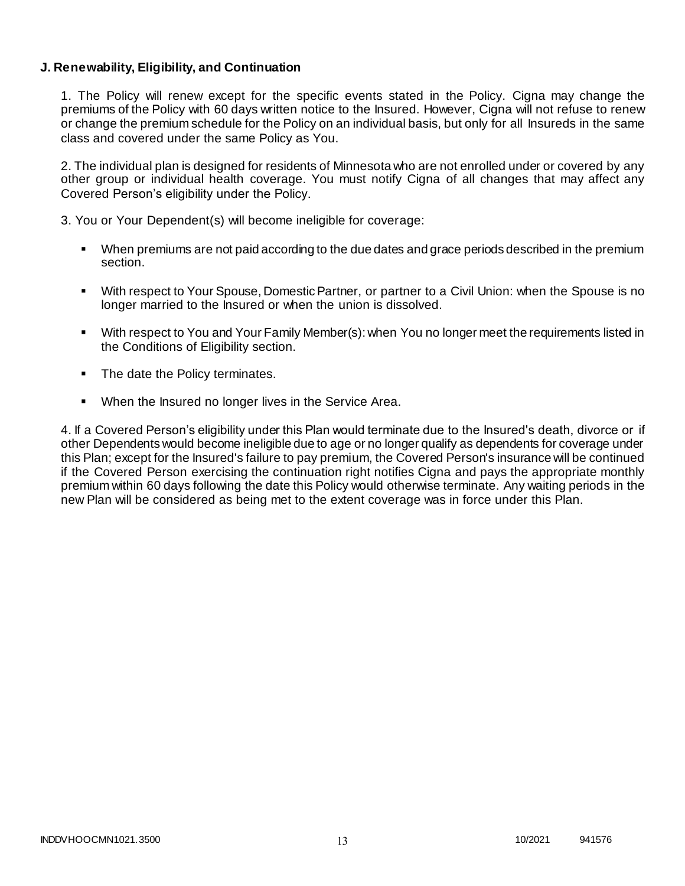### J. Renewability, Eligibility, and Continuation

1. The Policy will renew except for the specific events stated in the Policy. Cigna may change the premiums of the Policy with 60 days written notice to the Insured. However, Cigna will not refuse to renew or change the premium schedule for the Policy on an individual basis, but only for all Insureds in the same class and covered under the same Policy as You.

2. The individual plan is designed for residents of Minnesota who are not enrolled under or covered by any other group or individual health coverage. You must notify Cigna of all changes that may affect any Covered Person's eligibility under the Policy.

3. You or Your Dependent(s) will become ineligible for coverage:

- When premiums are not paid according to the due dates and grace periods described in the premium section.
- With respect to Your Spouse, Domestic Partner, or partner to a Civil Union: when the Spouse is no longer married to the Insured or when the union is dissolved.
- With respect to You and Your Family Member(s): when You no longer meet the requirements listed in the Conditions of Eligibility section.
- The date the Policy terminates.
- When the Insured no longer lives in the Service Area.

4. If a Covered Person's eligibility under this Plan would terminate due to the Insured's death, divorce or if other Dependents would become ineligible due to age or no longer qualify as dependents for coverage under this Plan; except for the Insured's failure to pay premium, the Covered Person's insurance will be continued if the Covered Person exercising the continuation right notifies Cigna and pays the appropriate monthly premium within 60 days following the date this Policy would otherwise terminate. Any waiting periods in the new Plan will be considered as being met to the extent coverage was in force under this Plan.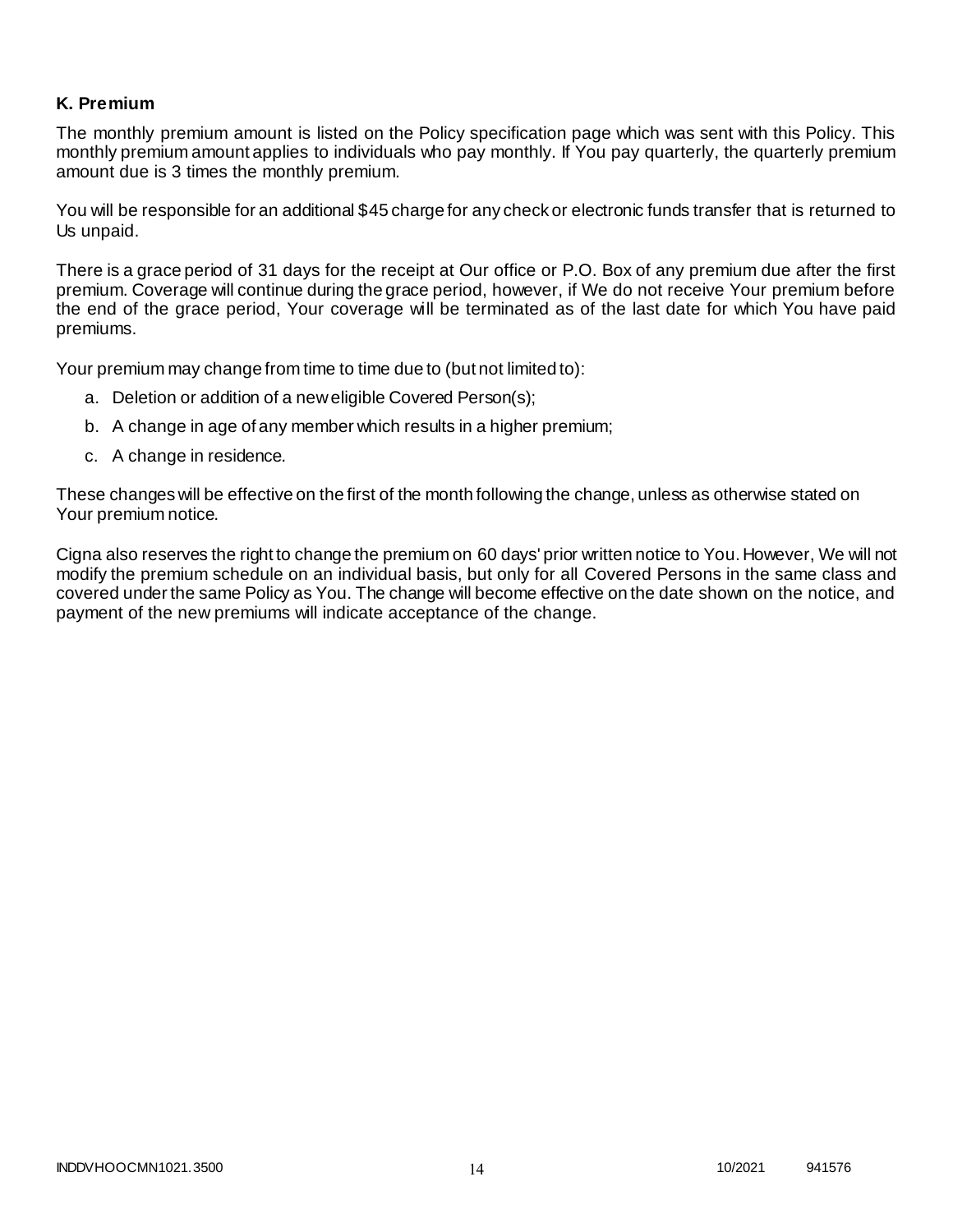### K. Premium

The monthly premium amount is listed on the Policy specification page which was sent with this Policy. This monthly premium amount applies to individuals who pay monthly. If You pay quarterly, the quarterly premium amount due is 3 times the monthly premium.

You will be responsible for an additional $45 charge for any check or electronic funds transfer that is returned to Us unpaid.

There is a grace period of 31 days for the receipt at Our office or P.O. Box of any premium due after the first premium. Coverage will continue during the grace period, however, if We do not receive Your premium before the end of the grace period, Your coverage will be terminated as of the last date for which You have paid premiums.

Your premium may change from time to time due to (but not limited to):

a. Deletion or addition of a new eligible Covered Person(s);
b. A change in age of any member which results in a higher premium;
c. A change in residence.

These changes will be effective on the first of the month following the change, unless as otherwise stated on Your premium notice.

Cigna also reserves the right to change the premium on 60 days' prior written notice to You. However, We will not modify the premium schedule on an individual basis, but only for all Covered Persons in the same class and covered under the same Policy as You. The change will become effective on the date shown on the notice, and payment of the new premiums will indicate acceptance of the change.